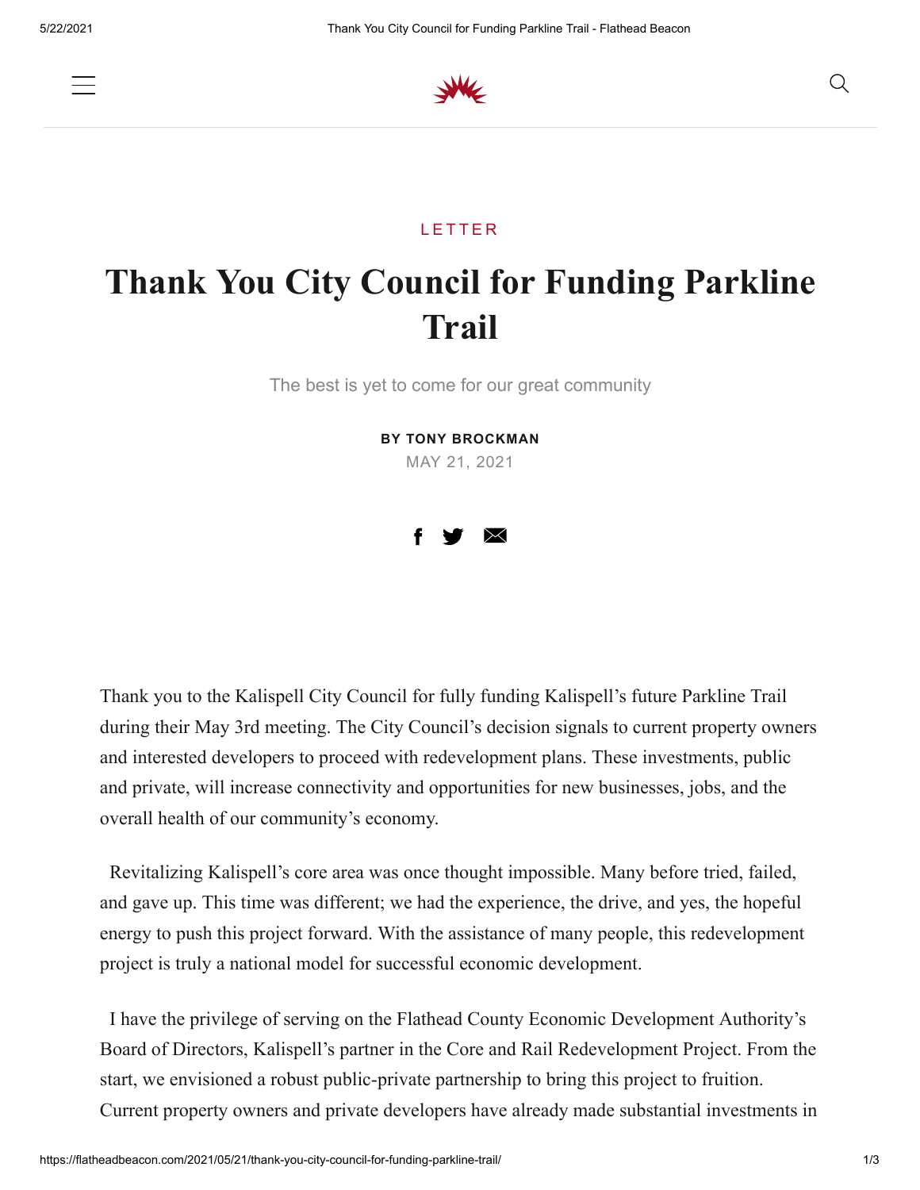LETTER

# Thank You City Council for Funding Parkline Trail

The best is yet to come for our great community

**BY TONY BROCKMAN**

MAY 21, 2021

Thank you to the Kalispell City Council for fully funding Kalispell's future Parkline Trail during their May 3rd meeting. The City Council's decision signals to current property owners and interested developers to proceed with redevelopment plans. These investments, public and private, will increase connectivity and opportunities for new businesses, jobs, and the overall health of our community's economy.

Revitalizing Kalispell's core area was once thought impossible. Many before tried, failed, and gave up. This time was different; we had the experience, the drive, and yes, the hopeful energy to push this project forward. With the assistance of many people, this redevelopment project is truly a national model for successful economic development.

I have the privilege of serving on the Flathead County Economic Development Authority's Board of Directors, Kalispell's partner in the Core and Rail Redevelopment Project. From the start, we envisioned a robust public-private partnership to bring this project to fruition. Current property owners and private developers have already made substantial investments in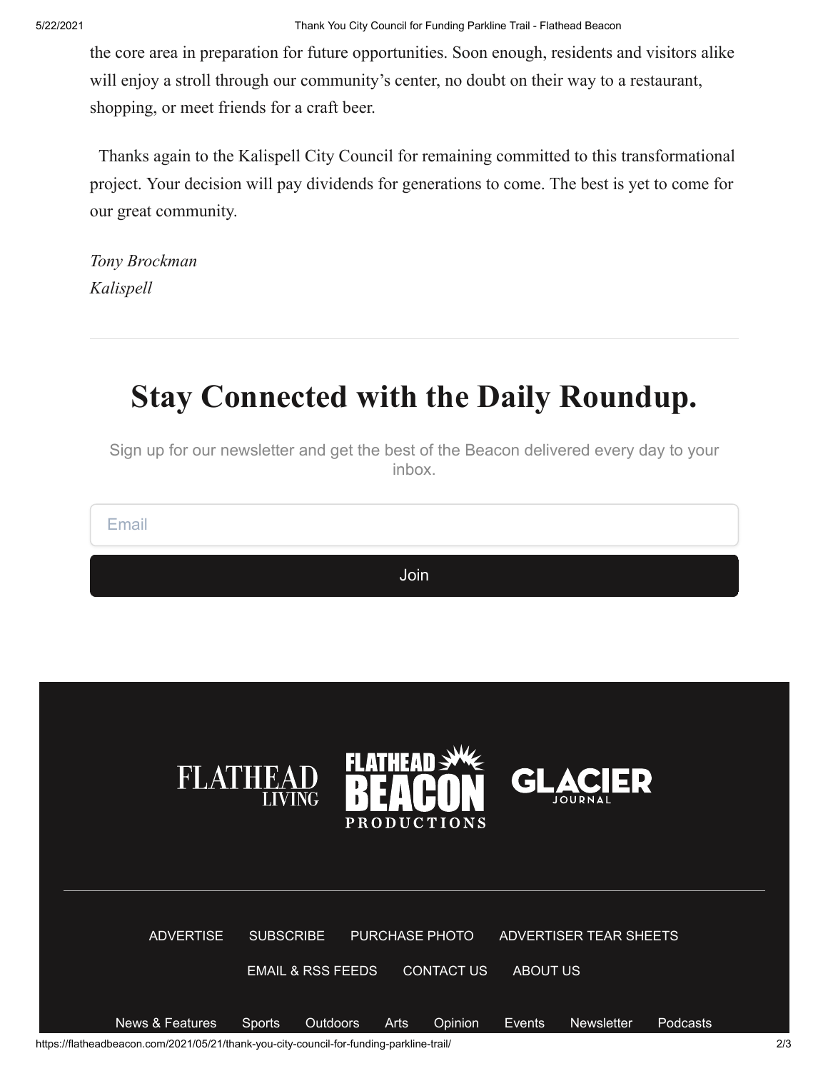the core area in preparation for future opportunities. Soon enough, residents and visitors alike will enjoy a stroll through our community's center, no doubt on their way to a restaurant, shopping, or meet friends for a craft beer.

Thanks again to the Kalispell City Council for remaining committed to this transformational project. Your decision will pay dividends for generations to come. The best is yet to come for our great community.

*Tony Brockman*
*Kalispell*

---

# Stay Connected with the Daily Roundup.

Sign up for our newsletter and get the best of the Beacon delivered every day to your inbox.

Email

Join

FLATHEAD LIVING FLATHEAD BEACON PRODUCTIONS GLACIER JOURNAL

---

ADVERTISE SUBSCRIBE PURCHASE PHOTO ADVERTISER TEAR SHEETS

EMAIL & RSS FEEDS CONTACT US ABOUT US

News & Features Sports Outdoors Arts Opinion Events Newsletter Podcasts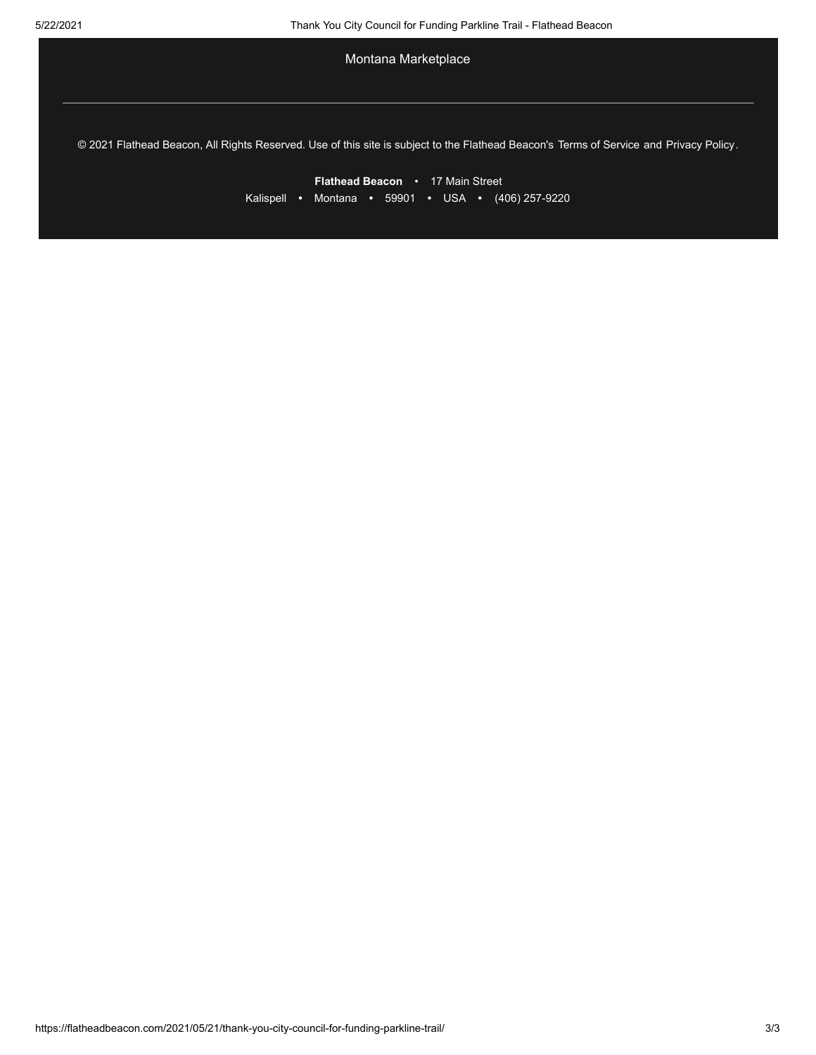Montana Marketplace

---

© 2021 Flathead Beacon, All Rights Reserved. Use of this site is subject to the Flathead Beacon's Terms of Service and Privacy Policy.

**Flathead Beacon** • 17 Main Street
Kalispell • Montana • 59901 • USA • (406) 257-9220